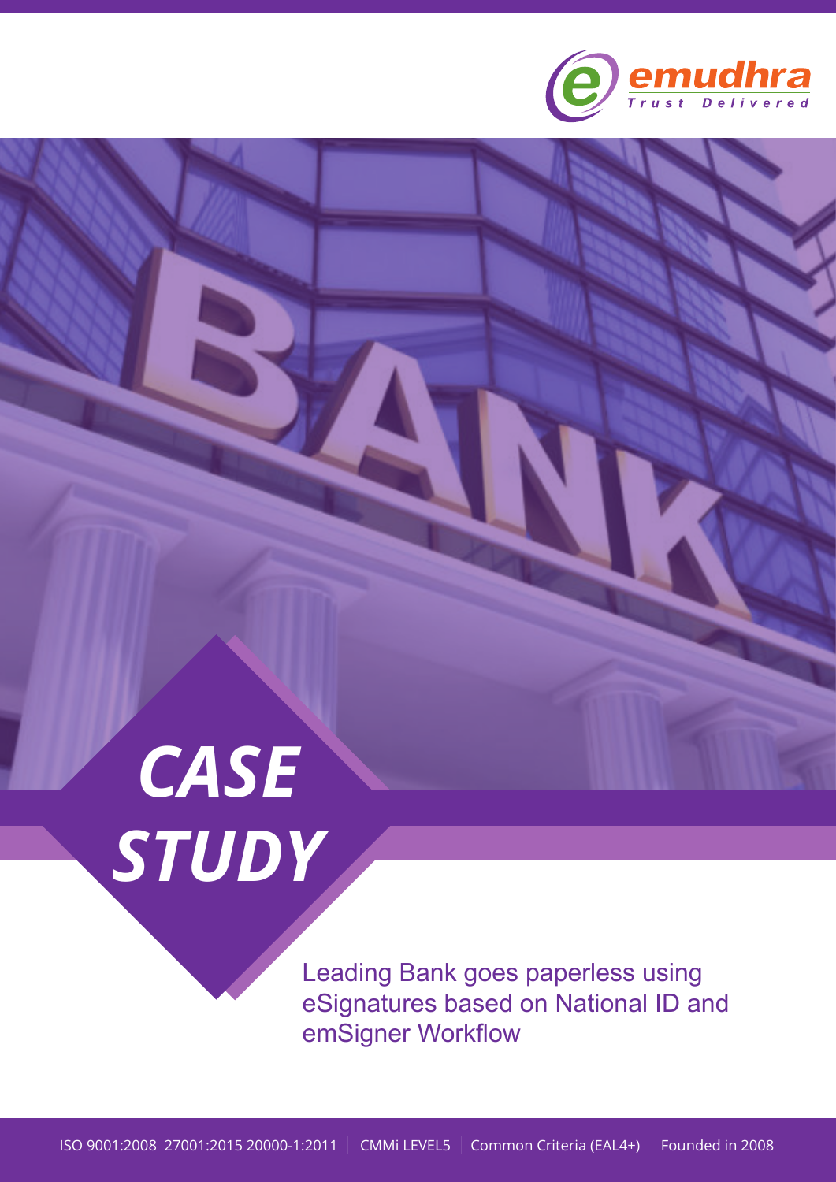emudhra

Trust Delivered

# CASE STUDY

Leading Bank goes paperless using eSignatures based on National ID and emSigner Workflow

ISO 9001:2008 27001:2015 20000-1:2011 | CMMi LEVEL5 | Common Criteria (EAL4+) | Founded in 2008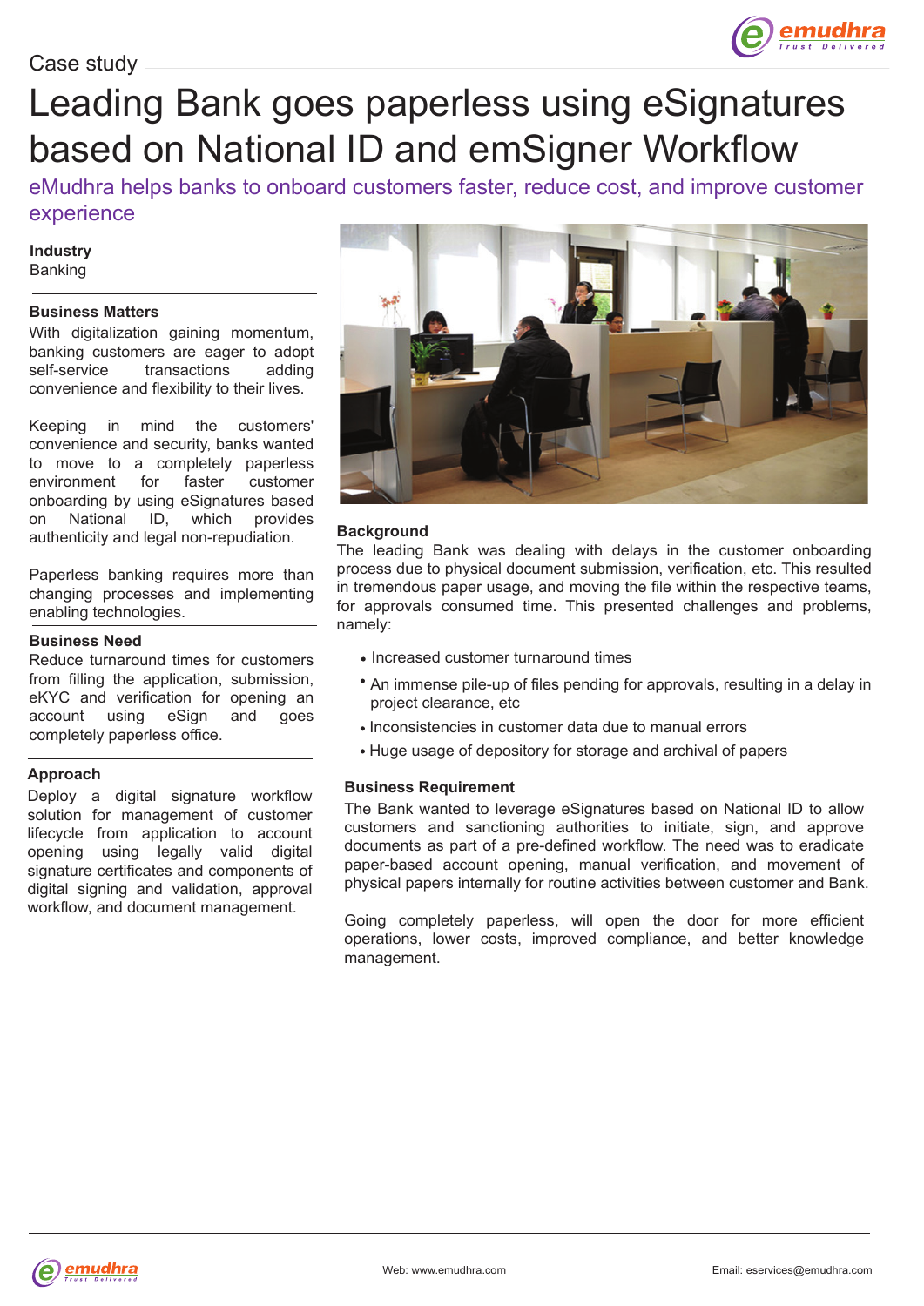Case study

# Leading Bank goes paperless using eSignatures based on National ID and emSigner Workflow

eMudhra helps banks to onboard customers faster, reduce cost, and improve customer experience

**Industry**
Banking

**Business Matters**

With digitalization gaining momentum, banking customers are eager to adopt self-service transactions adding convenience and flexibility to their lives.

Keeping in mind the customers' convenience and security, banks wanted to move to a completely paperless environment for faster customer onboarding by using eSignatures based on National ID, which provides authenticity and legal non-repudiation.

Paperless banking requires more than changing processes and implementing enabling technologies.

**Business Need**

Reduce turnaround times for customers from filling the application, submission, eKYC and verification for opening an account using eSign and goes completely paperless office.

**Approach**

Deploy a digital signature workflow solution for management of customer lifecycle from application to account opening using legally valid digital signature certificates and components of digital signing and validation, approval workflow, and document management.

**Background**

The leading Bank was dealing with delays in the customer onboarding process due to physical document submission, verification, etc. This resulted in tremendous paper usage, and moving the file within the respective teams, for approvals consumed time. This presented challenges and problems, namely:

- Increased customer turnaround times
- An immense pile-up of files pending for approvals, resulting in a delay in project clearance, etc
- Inconsistencies in customer data due to manual errors
- Huge usage of depository for storage and archival of papers

**Business Requirement**

The Bank wanted to leverage eSignatures based on National ID to allow customers and sanctioning authorities to initiate, sign, and approve documents as part of a pre-defined workflow. The need was to eradicate paper-based account opening, manual verification, and movement of physical papers internally for routine activities between customer and Bank.

Going completely paperless, will open the door for more efficient operations, lower costs, improved compliance, and better knowledge management.

Web: www.emudhra.com

Email: eservices@emudhra.com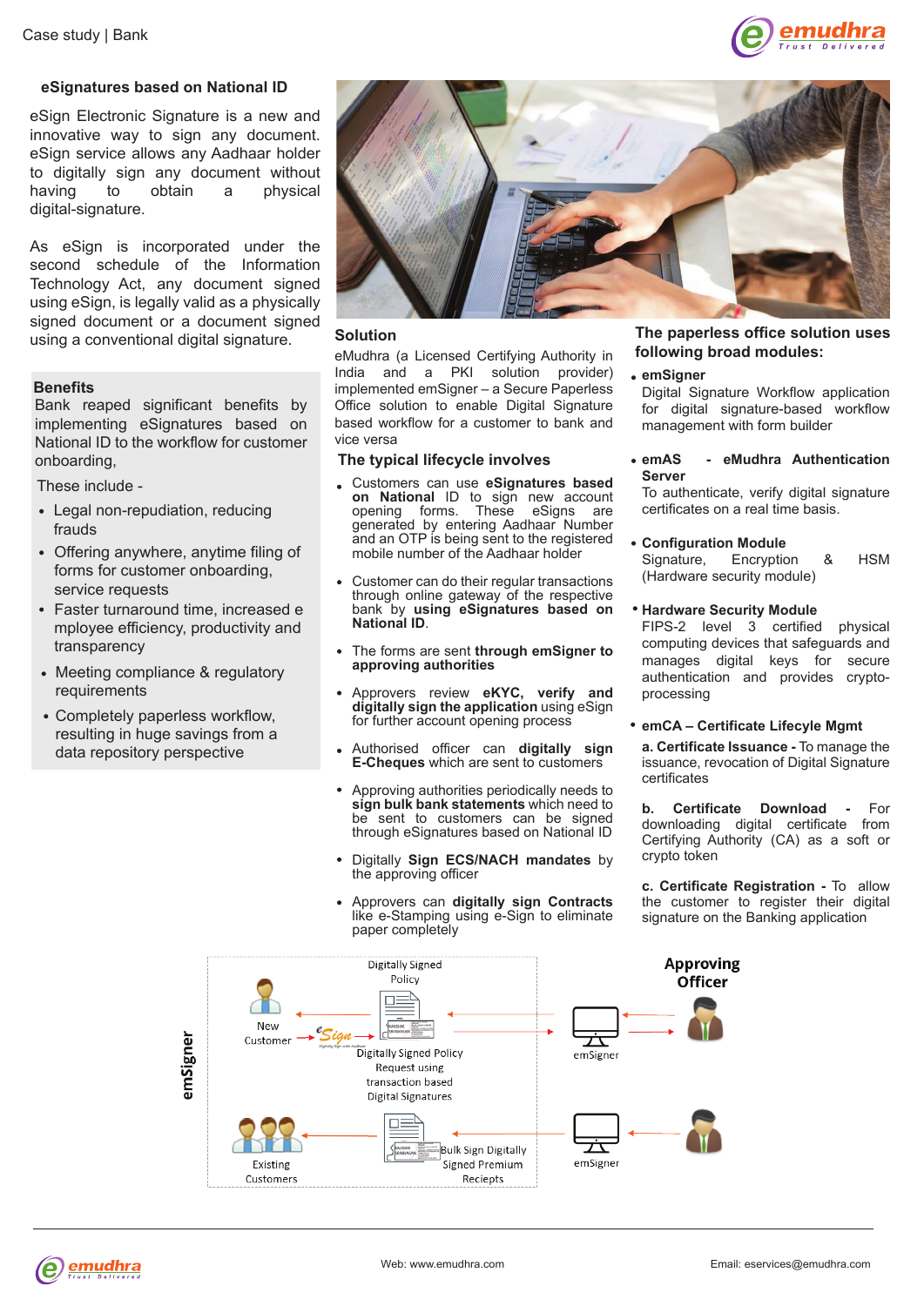Case study | Bank

## eSignatures based on National ID

eSign Electronic Signature is a new and innovative way to sign any document. eSign service allows any Aadhaar holder to digitally sign any document without having to obtain a physical digital-signature.

As eSign is incorporated under the second schedule of the Information Technology Act, any document signed using eSign, is legally valid as a physically signed document or a document signed using a conventional digital signature.

### Benefits

Bank reaped significant benefits by implementing eSignatures based on National ID to the workflow for customer onboarding,

These include -

- Legal non-repudiation, reducing frauds
- Offering anywhere, anytime filing of forms for customer onboarding, service requests
- Faster turnaround time, increased employee efficiency, productivity and transparency
- Meeting compliance & regulatory requirements
- Completely paperless workflow, resulting in huge savings from a data repository perspective

### Solution

eMudhra (a Licensed Certifying Authority in India and a PKI solution provider) implemented emSigner – a Secure Paperless Office solution to enable Digital Signature based workflow for a customer to bank and vice versa

### The typical lifecycle involves

- Customers can use **eSignatures based on National** ID to sign new account opening forms. These eSigns are generated by entering Aadhaar Number and an OTP is being sent to the registered mobile number of the Aadhaar holder
- Customer can do their regular transactions through online gateway of the respective bank by **using eSignatures based on National ID**.
- The forms are sent **through emSigner to approving authorities**
- Approvers review **eKYC, verify and digitally sign the application** using eSign for further account opening process
- Authorised officer can **digitally sign E-Cheques** which are sent to customers
- Approving authorities periodically needs to **sign bulk bank statements** which need to be sent to customers can be signed through eSignatures based on National ID
- Digitally **Sign ECS/NACH mandates** by the approving officer
- Approvers can **digitally sign Contracts** like e-Stamping using e-Sign to eliminate paper completely

### The paperless office solution uses following broad modules:

- **emSigner**
  Digital Signature Workflow application for digital signature-based workflow management with form builder
- **emAS - eMudhra Authentication Server**
  To authenticate, verify digital signature certificates on a real time basis.
- **Configuration Module**
  Signature, Encryption & HSM (Hardware security module)
- **Hardware Security Module**
  FIPS-2 level 3 certified physical computing devices that safeguards and manages digital keys for secure authentication and provides crypto-processing
- **emCA – Certificate Lifecyle Mgmt**
  **a. Certificate Issuance -** To manage the issuance, revocation of Digital Signature certificates

  **b. Certificate Download -** For downloading digital certificate from Certifying Authority (CA) as a soft or crypto token

  **c. Certificate Registration -** To allow the customer to register their digital signature on the Banking application

emSigner

Digitally Signed Policy

New Customer

Digitally Signed Policy Request using transaction based Digital Signatures

emSigner

Approving Officer

Existing Customers

Bulk Sign Digitally Signed Premium Reciepts

emSigner

Web: www.emudhra.com

Email: eservices@emudhra.com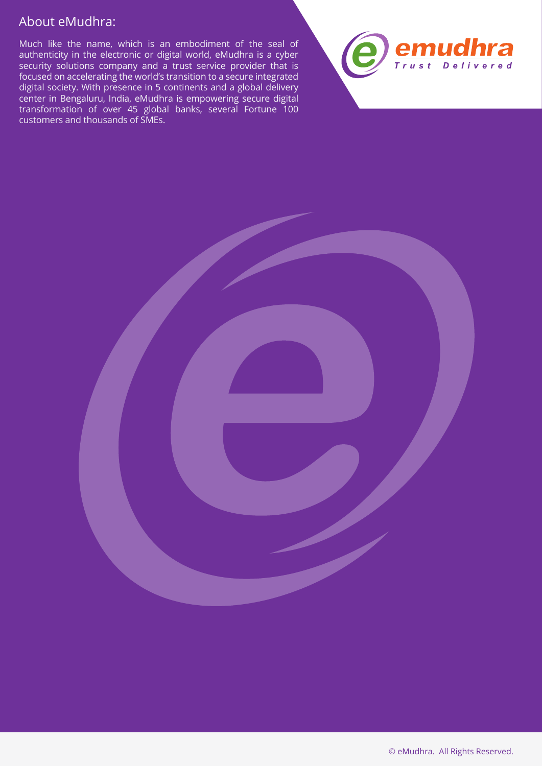## About eMudhra:

Much like the name, which is an embodiment of the seal of authenticity in the electronic or digital world, eMudhra is a cyber security solutions company and a trust service provider that is focused on accelerating the world's transition to a secure integrated digital society. With presence in 5 continents and a global delivery center in Bengaluru, India, eMudhra is empowering secure digital transformation of over 45 global banks, several Fortune 100 customers and thousands of SMEs.

emudhra
Trust Delivered

© eMudhra. All Rights Reserved.